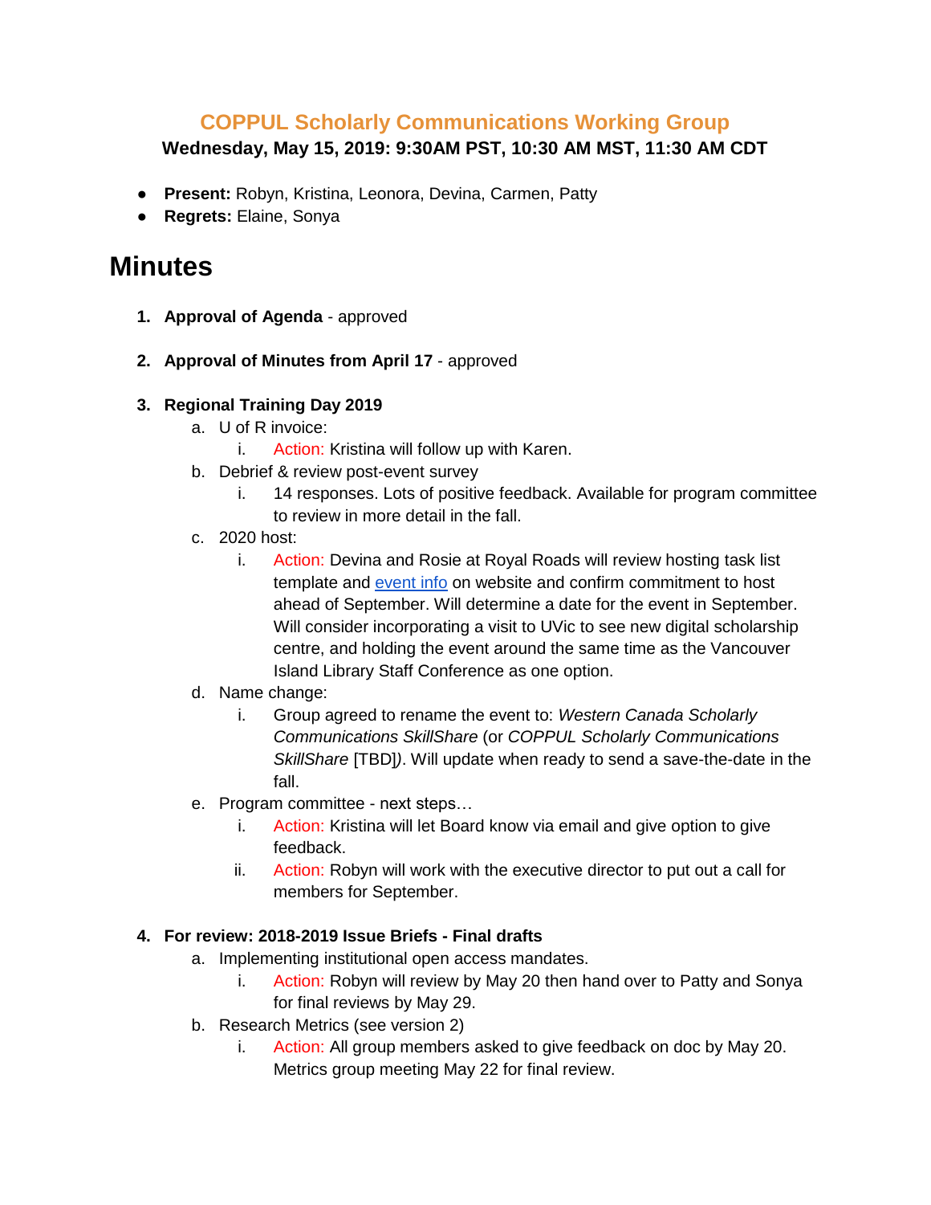## COPPUL Scholarly Communications Working Group

**Wednesday, May 15, 2019: 9:30AM PST, 10:30 AM MST, 11:30 AM CDT**

- **Present:** Robyn, Kristina, Leonora, Devina, Carmen, Patty
- **Regrets:** Elaine, Sonya

# Minutes

1. **Approval of Agenda** - approved

2. **Approval of Minutes from April 17** - approved

3. **Regional Training Day 2019**
   a. U of R invoice:
      i. Action: Kristina will follow up with Karen.
   b. Debrief & review post-event survey
      i. 14 responses. Lots of positive feedback. Available for program committee to review in more detail in the fall.
   c. 2020 host:
      i. Action: Devina and Rosie at Royal Roads will review hosting task list template and event info on website and confirm commitment to host ahead of September. Will determine a date for the event in September. Will consider incorporating a visit to UVic to see new digital scholarship centre, and holding the event around the same time as the Vancouver Island Library Staff Conference as one option.
   d. Name change:
      i. Group agreed to rename the event to: *Western Canada Scholarly Communications SkillShare* (or *COPPUL Scholarly Communications SkillShare* [TBD]*)*. Will update when ready to send a save-the-date in the fall.
   e. Program committee - next steps…
      i. Action: Kristina will let Board know via email and give option to give feedback.
      ii. Action: Robyn will work with the executive director to put out a call for members for September.

4. **For review: 2018-2019 Issue Briefs - Final drafts**
   a. Implementing institutional open access mandates.
      i. Action: Robyn will review by May 20 then hand over to Patty and Sonya for final reviews by May 29.
   b. Research Metrics (see version 2)
      i. Action: All group members asked to give feedback on doc by May 20. Metrics group meeting May 22 for final review.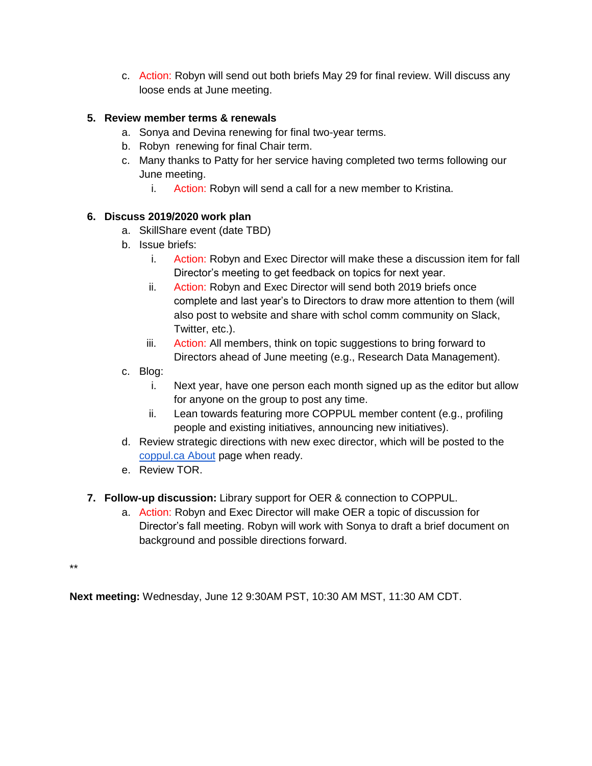c. Action: Robyn will send out both briefs May 29 for final review. Will discuss any loose ends at June meeting.

5. **Review member terms & renewals**
   a. Sonya and Devina renewing for final two-year terms.
   b. Robyn renewing for final Chair term.
   c. Many thanks to Patty for her service having completed two terms following our June meeting.
      i. Action: Robyn will send a call for a new member to Kristina.

6. **Discuss 2019/2020 work plan**
   a. SkillShare event (date TBD)
   b. Issue briefs:
      i. Action: Robyn and Exec Director will make these a discussion item for fall Director's meeting to get feedback on topics for next year.
      ii. Action: Robyn and Exec Director will send both 2019 briefs once complete and last year's to Directors to draw more attention to them (will also post to website and share with schol comm community on Slack, Twitter, etc.).
      iii. Action: All members, think on topic suggestions to bring forward to Directors ahead of June meeting (e.g., Research Data Management).
   c. Blog:
      i. Next year, have one person each month signed up as the editor but allow for anyone on the group to post any time.
      ii. Lean towards featuring more COPPUL member content (e.g., profiling people and existing initiatives, announcing new initiatives).
   d. Review strategic directions with new exec director, which will be posted to the [coppul.ca About](coppul.ca About) page when ready.
   e. Review TOR.

7. **Follow-up discussion:** Library support for OER & connection to COPPUL.
   a. Action: Robyn and Exec Director will make OER a topic of discussion for Director's fall meeting. Robyn will work with Sonya to draft a brief document on background and possible directions forward.

**

**Next meeting:** Wednesday, June 12 9:30AM PST, 10:30 AM MST, 11:30 AM CDT.